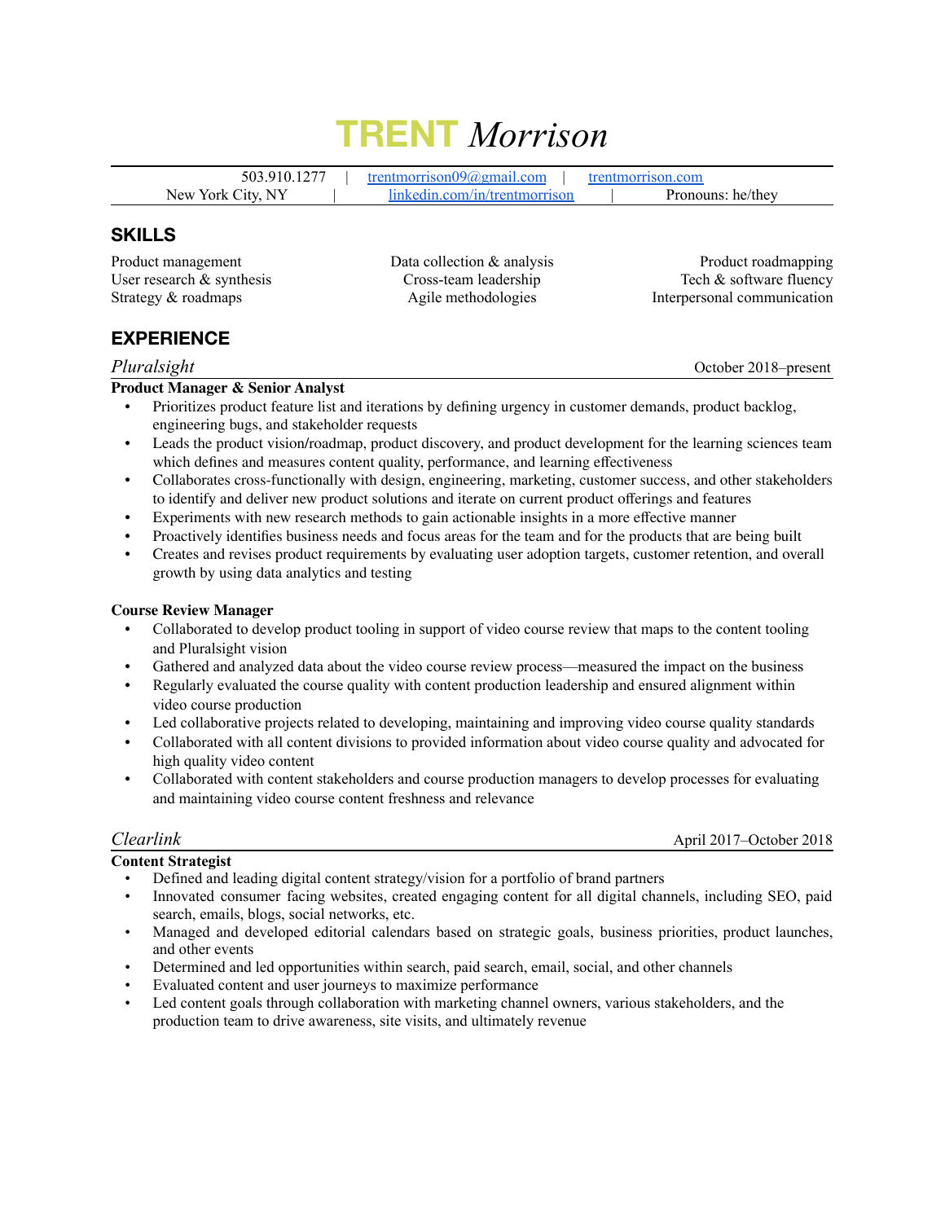# TRENT *Morrison*

503.910.1277 | trentmorrison09@gmail.com | trentmorrison.com
New York City, NY | linkedin.com/in/trentmorrison | Pronouns: he/they

## SKILLS

Product management
User research & synthesis
Strategy & roadmaps
Data collection & analysis
Cross-team leadership
Agile methodologies
Product roadmapping
Tech & software fluency
Interpersonal communication

## EXPERIENCE

### *Pluralsight* — October 2018–present

**Product Manager & Senior Analyst**

- Prioritizes product feature list and iterations by defining urgency in customer demands, product backlog, engineering bugs, and stakeholder requests
- Leads the product vision/roadmap, product discovery, and product development for the learning sciences team which defines and measures content quality, performance, and learning effectiveness
- Collaborates cross-functionally with design, engineering, marketing, customer success, and other stakeholders to identify and deliver new product solutions and iterate on current product offerings and features
- Experiments with new research methods to gain actionable insights in a more effective manner
- Proactively identifies business needs and focus areas for the team and for the products that are being built
- Creates and revises product requirements by evaluating user adoption targets, customer retention, and overall growth by using data analytics and testing

**Course Review Manager**

- Collaborated to develop product tooling in support of video course review that maps to the content tooling and Pluralsight vision
- Gathered and analyzed data about the video course review process—measured the impact on the business
- Regularly evaluated the course quality with content production leadership and ensured alignment within video course production
- Led collaborative projects related to developing, maintaining and improving video course quality standards
- Collaborated with all content divisions to provided information about video course quality and advocated for high quality video content
- Collaborated with content stakeholders and course production managers to develop processes for evaluating and maintaining video course content freshness and relevance

### *Clearlink* — April 2017–October 2018

**Content Strategist**

- Defined and leading digital content strategy/vision for a portfolio of brand partners
- Innovated consumer facing websites, created engaging content for all digital channels, including SEO, paid search, emails, blogs, social networks, etc.
- Managed and developed editorial calendars based on strategic goals, business priorities, product launches, and other events
- Determined and led opportunities within search, paid search, email, social, and other channels
- Evaluated content and user journeys to maximize performance
- Led content goals through collaboration with marketing channel owners, various stakeholders, and the production team to drive awareness, site visits, and ultimately revenue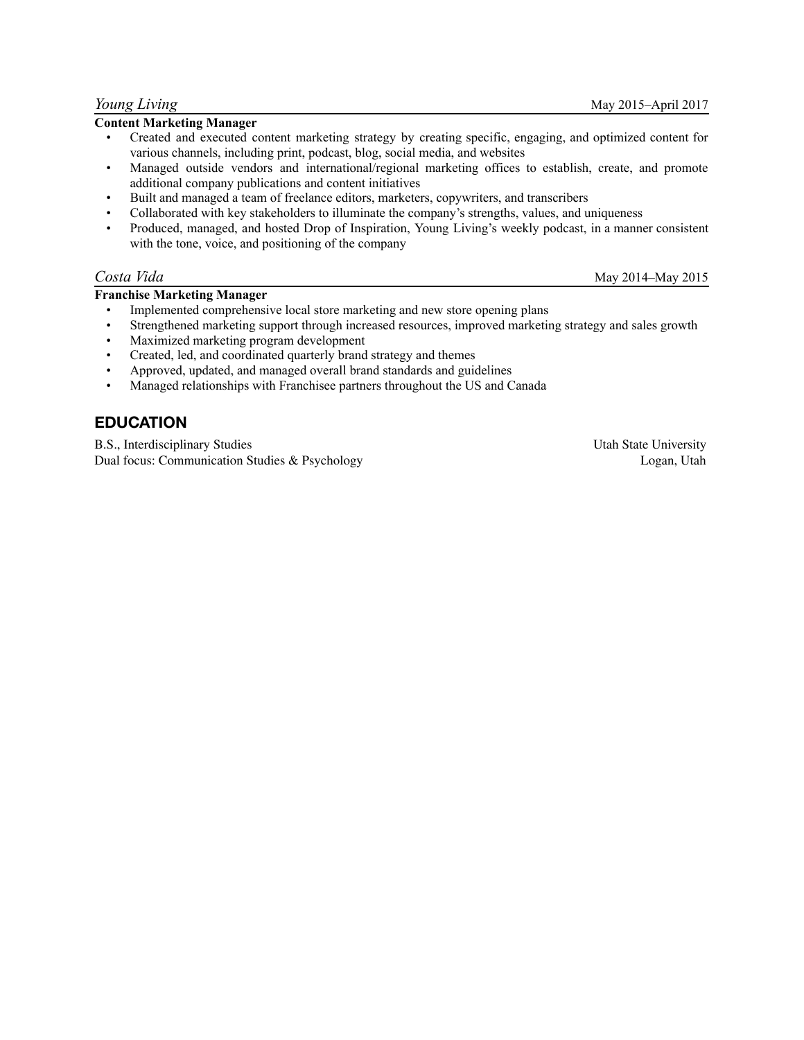*Young Living* May 2015–April 2017

**Content Marketing Manager**

- Created and executed content marketing strategy by creating specific, engaging, and optimized content for various channels, including print, podcast, blog, social media, and websites
- Managed outside vendors and international/regional marketing offices to establish, create, and promote additional company publications and content initiatives
- Built and managed a team of freelance editors, marketers, copywriters, and transcribers
- Collaborated with key stakeholders to illuminate the company's strengths, values, and uniqueness
- Produced, managed, and hosted Drop of Inspiration, Young Living's weekly podcast, in a manner consistent with the tone, voice, and positioning of the company

*Costa Vida* May 2014–May 2015

**Franchise Marketing Manager**

- Implemented comprehensive local store marketing and new store opening plans
- Strengthened marketing support through increased resources, improved marketing strategy and sales growth
- Maximized marketing program development
- Created, led, and coordinated quarterly brand strategy and themes
- Approved, updated, and managed overall brand standards and guidelines
- Managed relationships with Franchisee partners throughout the US and Canada

## EDUCATION

B.S., Interdisciplinary Studies — Utah State University
Dual focus: Communication Studies & Psychology — Logan, Utah